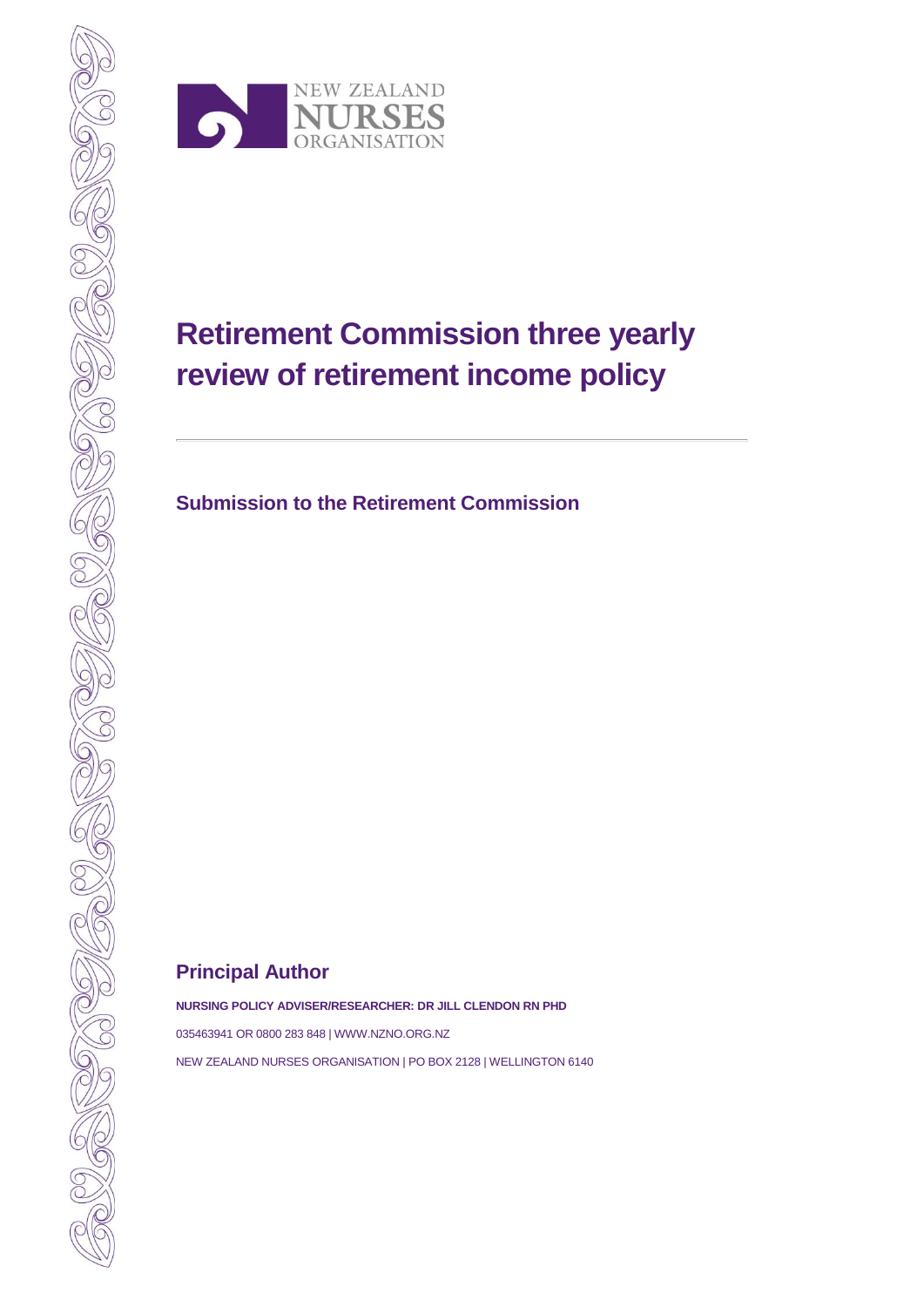NEW ZEALAND NURSES ORGANISATION

# Retirement Commission three yearly review of retirement income policy

## Submission to the Retirement Commission

## Principal Author

**NURSING POLICY ADVISER/RESEARCHER: DR JILL CLENDON RN PHD**

035463941 OR 0800 283 848 | WWW.NZNO.ORG.NZ

NEW ZEALAND NURSES ORGANISATION | PO BOX 2128 | WELLINGTON 6140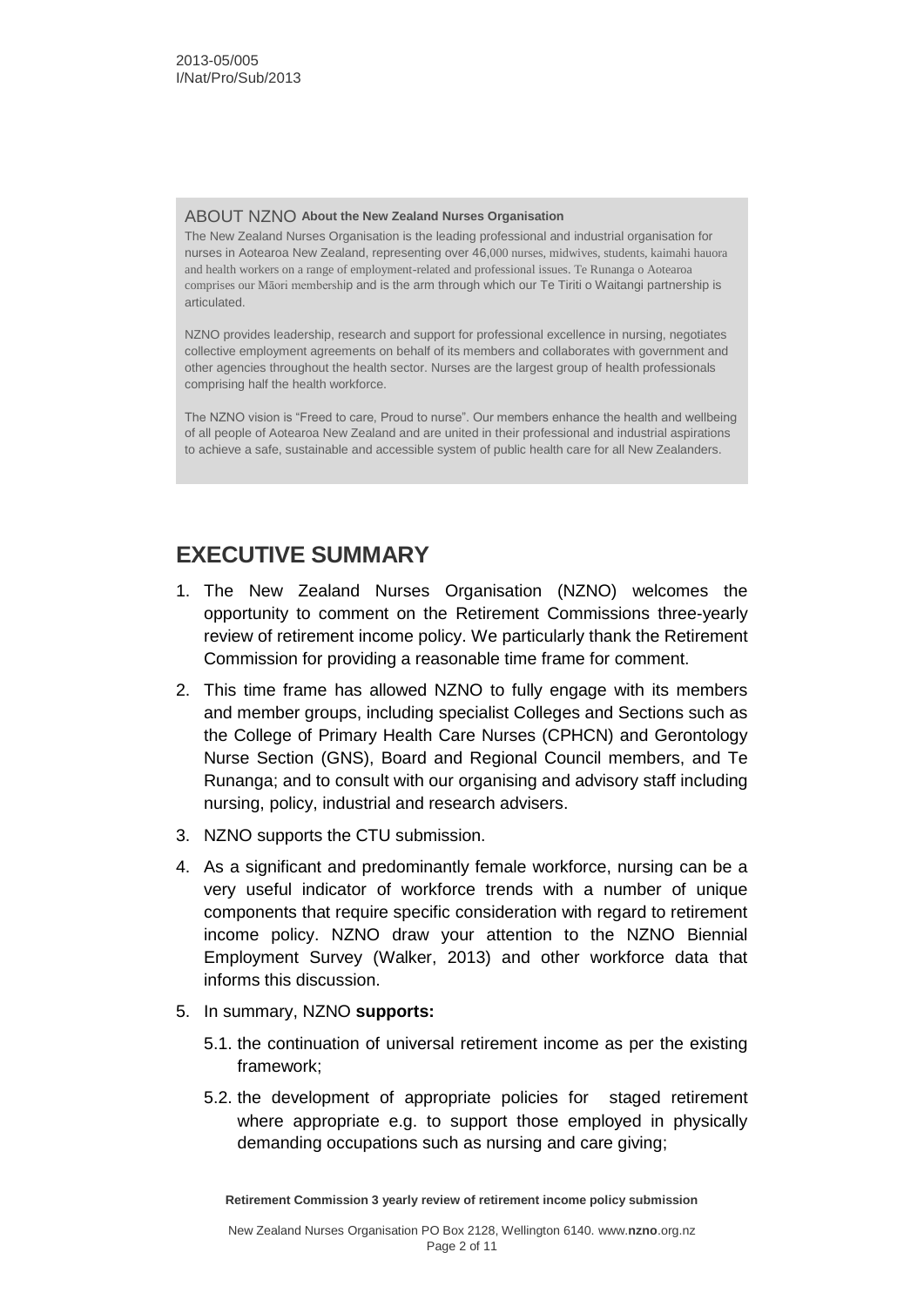2013-05/005
I/Nat/Pro/Sub/2013

ABOUT NZNO **About the New Zealand Nurses Organisation**

The New Zealand Nurses Organisation is the leading professional and industrial organisation for nurses in Aotearoa New Zealand, representing over 46,000 nurses, midwives, students, kaimahi hauora and health workers on a range of employment-related and professional issues. Te Runanga o Aotearoa comprises our Māori membership and is the arm through which our Te Tiriti o Waitangi partnership is articulated.

NZNO provides leadership, research and support for professional excellence in nursing, negotiates collective employment agreements on behalf of its members and collaborates with government and other agencies throughout the health sector. Nurses are the largest group of health professionals comprising half the health workforce.

The NZNO vision is "Freed to care, Proud to nurse". Our members enhance the health and wellbeing of all people of Aotearoa New Zealand and are united in their professional and industrial aspirations to achieve a safe, sustainable and accessible system of public health care for all New Zealanders.

## EXECUTIVE SUMMARY

1. The New Zealand Nurses Organisation (NZNO) welcomes the opportunity to comment on the Retirement Commissions three-yearly review of retirement income policy. We particularly thank the Retirement Commission for providing a reasonable time frame for comment.
2. This time frame has allowed NZNO to fully engage with its members and member groups, including specialist Colleges and Sections such as the College of Primary Health Care Nurses (CPHCN) and Gerontology Nurse Section (GNS), Board and Regional Council members, and Te Runanga; and to consult with our organising and advisory staff including nursing, policy, industrial and research advisers.
3. NZNO supports the CTU submission.
4. As a significant and predominantly female workforce, nursing can be a very useful indicator of workforce trends with a number of unique components that require specific consideration with regard to retirement income policy. NZNO draw your attention to the NZNO Biennial Employment Survey (Walker, 2013) and other workforce data that informs this discussion.
5. In summary, NZNO **supports:**
   - 5.1. the continuation of universal retirement income as per the existing framework;
   - 5.2. the development of appropriate policies for staged retirement where appropriate e.g. to support those employed in physically demanding occupations such as nursing and care giving;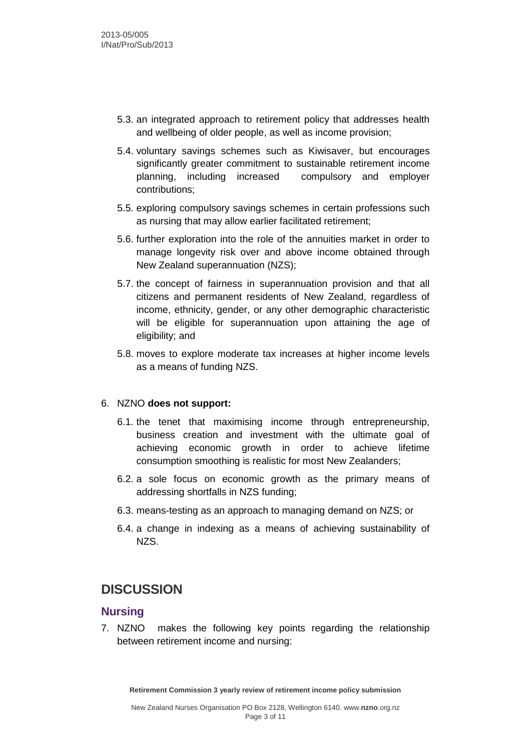5.3. an integrated approach to retirement policy that addresses health and wellbeing of older people, as well as income provision;

5.4. voluntary savings schemes such as Kiwisaver, but encourages significantly greater commitment to sustainable retirement income planning, including increased compulsory and employer contributions;

5.5. exploring compulsory savings schemes in certain professions such as nursing that may allow earlier facilitated retirement;

5.6. further exploration into the role of the annuities market in order to manage longevity risk over and above income obtained through New Zealand superannuation (NZS);

5.7. the concept of fairness in superannuation provision and that all citizens and permanent residents of New Zealand, regardless of income, ethnicity, gender, or any other demographic characteristic will be eligible for superannuation upon attaining the age of eligibility; and

5.8. moves to explore moderate tax increases at higher income levels as a means of funding NZS.

6. NZNO **does not support:**

6.1. the tenet that maximising income through entrepreneurship, business creation and investment with the ultimate goal of achieving economic growth in order to achieve lifetime consumption smoothing is realistic for most New Zealanders;

6.2. a sole focus on economic growth as the primary means of addressing shortfalls in NZS funding;

6.3. means-testing as an approach to managing demand on NZS; or

6.4. a change in indexing as a means of achieving sustainability of NZS.

# DISCUSSION

## Nursing

7. NZNO makes the following key points regarding the relationship between retirement income and nursing: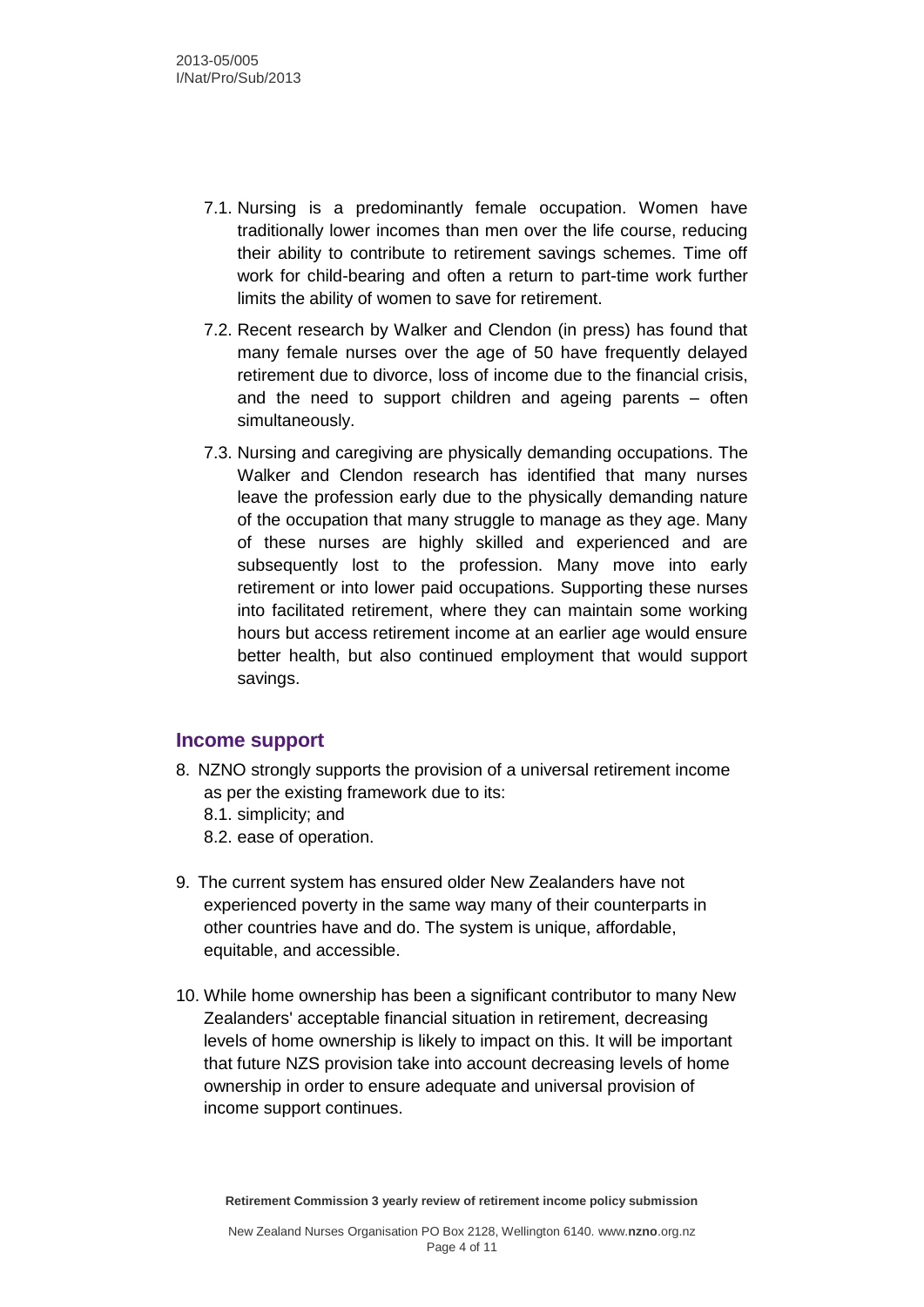7.1. Nursing is a predominantly female occupation. Women have traditionally lower incomes than men over the life course, reducing their ability to contribute to retirement savings schemes. Time off work for child-bearing and often a return to part-time work further limits the ability of women to save for retirement.

7.2. Recent research by Walker and Clendon (in press) has found that many female nurses over the age of 50 have frequently delayed retirement due to divorce, loss of income due to the financial crisis, and the need to support children and ageing parents – often simultaneously.

7.3. Nursing and caregiving are physically demanding occupations. The Walker and Clendon research has identified that many nurses leave the profession early due to the physically demanding nature of the occupation that many struggle to manage as they age. Many of these nurses are highly skilled and experienced and are subsequently lost to the profession. Many move into early retirement or into lower paid occupations. Supporting these nurses into facilitated retirement, where they can maintain some working hours but access retirement income at an earlier age would ensure better health, but also continued employment that would support savings.

## Income support

8. NZNO strongly supports the provision of a universal retirement income as per the existing framework due to its:
   8.1. simplicity; and
   8.2. ease of operation.

9. The current system has ensured older New Zealanders have not experienced poverty in the same way many of their counterparts in other countries have and do. The system is unique, affordable, equitable, and accessible.

10. While home ownership has been a significant contributor to many New Zealanders' acceptable financial situation in retirement, decreasing levels of home ownership is likely to impact on this. It will be important that future NZS provision take into account decreasing levels of home ownership in order to ensure adequate and universal provision of income support continues.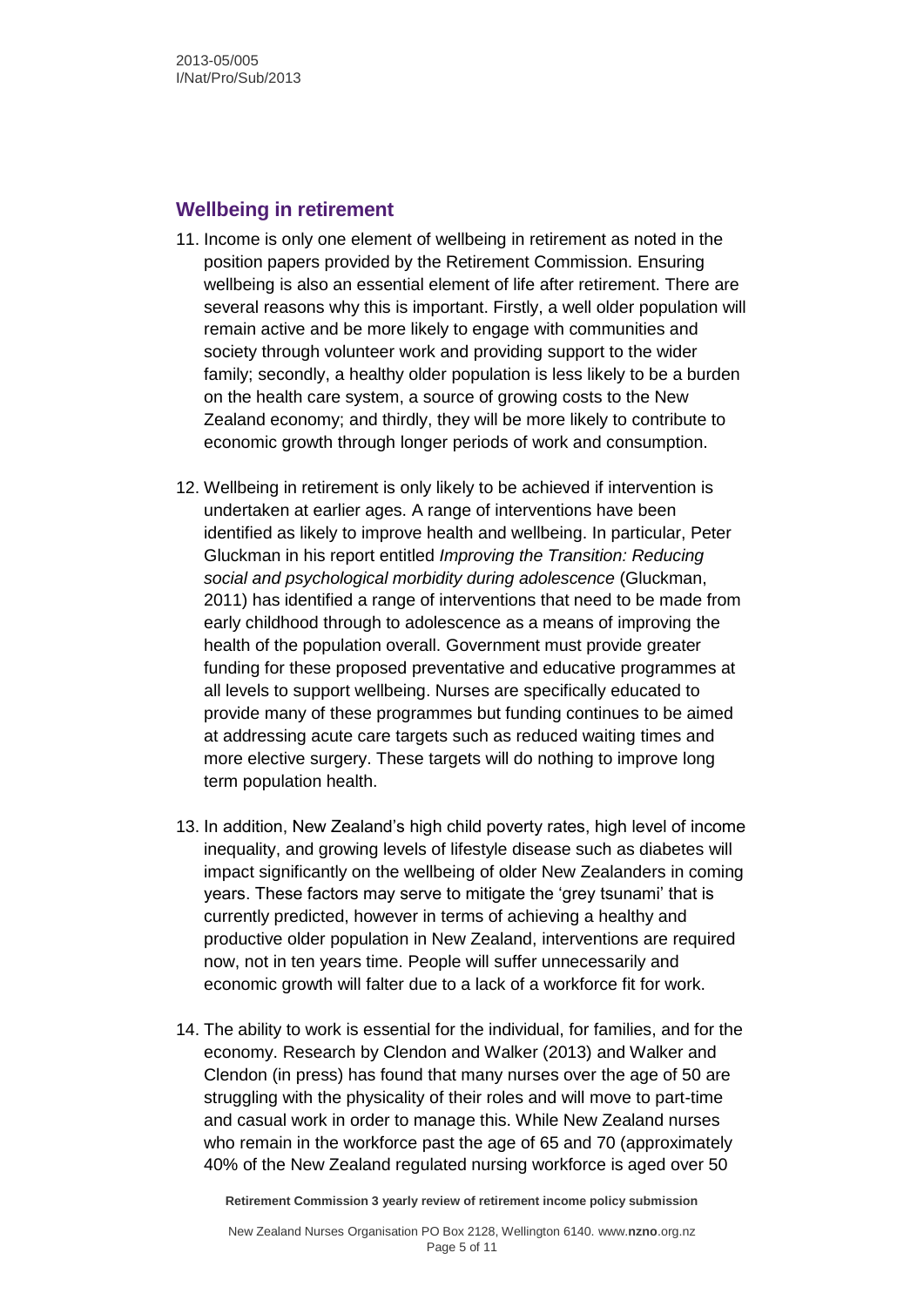## Wellbeing in retirement

11. Income is only one element of wellbeing in retirement as noted in the position papers provided by the Retirement Commission. Ensuring wellbeing is also an essential element of life after retirement. There are several reasons why this is important. Firstly, a well older population will remain active and be more likely to engage with communities and society through volunteer work and providing support to the wider family; secondly, a healthy older population is less likely to be a burden on the health care system, a source of growing costs to the New Zealand economy; and thirdly, they will be more likely to contribute to economic growth through longer periods of work and consumption.

12. Wellbeing in retirement is only likely to be achieved if intervention is undertaken at earlier ages. A range of interventions have been identified as likely to improve health and wellbeing. In particular, Peter Gluckman in his report entitled *Improving the Transition: Reducing social and psychological morbidity during adolescence* (Gluckman, 2011) has identified a range of interventions that need to be made from early childhood through to adolescence as a means of improving the health of the population overall. Government must provide greater funding for these proposed preventative and educative programmes at all levels to support wellbeing. Nurses are specifically educated to provide many of these programmes but funding continues to be aimed at addressing acute care targets such as reduced waiting times and more elective surgery. These targets will do nothing to improve long term population health.

13. In addition, New Zealand's high child poverty rates, high level of income inequality, and growing levels of lifestyle disease such as diabetes will impact significantly on the wellbeing of older New Zealanders in coming years. These factors may serve to mitigate the 'grey tsunami' that is currently predicted, however in terms of achieving a healthy and productive older population in New Zealand, interventions are required now, not in ten years time. People will suffer unnecessarily and economic growth will falter due to a lack of a workforce fit for work.

14. The ability to work is essential for the individual, for families, and for the economy. Research by Clendon and Walker (2013) and Walker and Clendon (in press) has found that many nurses over the age of 50 are struggling with the physicality of their roles and will move to part-time and casual work in order to manage this. While New Zealand nurses who remain in the workforce past the age of 65 and 70 (approximately 40% of the New Zealand regulated nursing workforce is aged over 50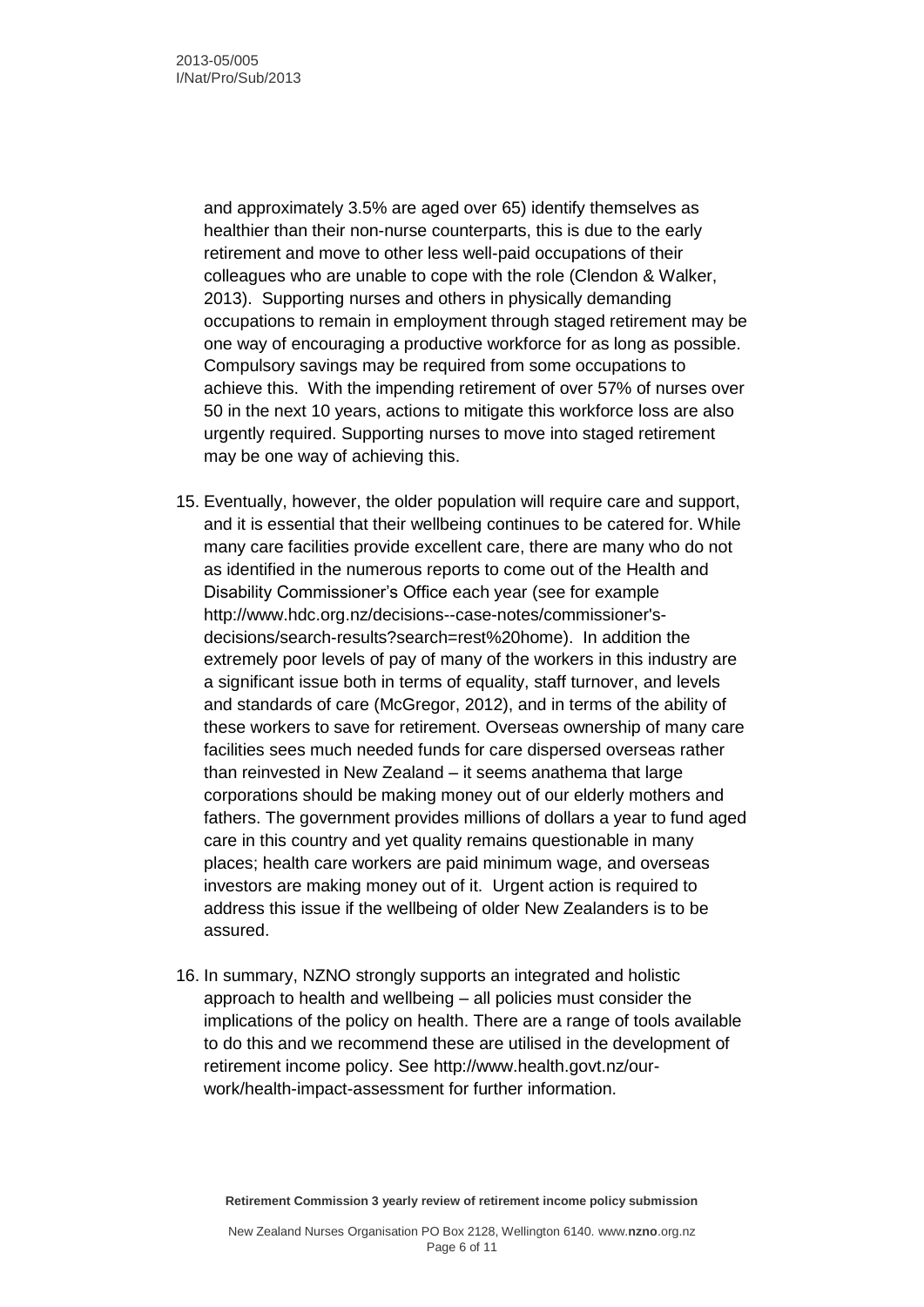and approximately 3.5% are aged over 65) identify themselves as healthier than their non-nurse counterparts, this is due to the early retirement and move to other less well-paid occupations of their colleagues who are unable to cope with the role (Clendon & Walker, 2013). Supporting nurses and others in physically demanding occupations to remain in employment through staged retirement may be one way of encouraging a productive workforce for as long as possible. Compulsory savings may be required from some occupations to achieve this. With the impending retirement of over 57% of nurses over 50 in the next 10 years, actions to mitigate this workforce loss are also urgently required. Supporting nurses to move into staged retirement may be one way of achieving this.

15. Eventually, however, the older population will require care and support, and it is essential that their wellbeing continues to be catered for. While many care facilities provide excellent care, there are many who do not as identified in the numerous reports to come out of the Health and Disability Commissioner's Office each year (see for example http://www.hdc.org.nz/decisions--case-notes/commissioner's-decisions/search-results?search=rest%20home). In addition the extremely poor levels of pay of many of the workers in this industry are a significant issue both in terms of equality, staff turnover, and levels and standards of care (McGregor, 2012), and in terms of the ability of these workers to save for retirement. Overseas ownership of many care facilities sees much needed funds for care dispersed overseas rather than reinvested in New Zealand – it seems anathema that large corporations should be making money out of our elderly mothers and fathers. The government provides millions of dollars a year to fund aged care in this country and yet quality remains questionable in many places; health care workers are paid minimum wage, and overseas investors are making money out of it. Urgent action is required to address this issue if the wellbeing of older New Zealanders is to be assured.

16. In summary, NZNO strongly supports an integrated and holistic approach to health and wellbeing – all policies must consider the implications of the policy on health. There are a range of tools available to do this and we recommend these are utilised in the development of retirement income policy. See http://www.health.govt.nz/our-work/health-impact-assessment for further information.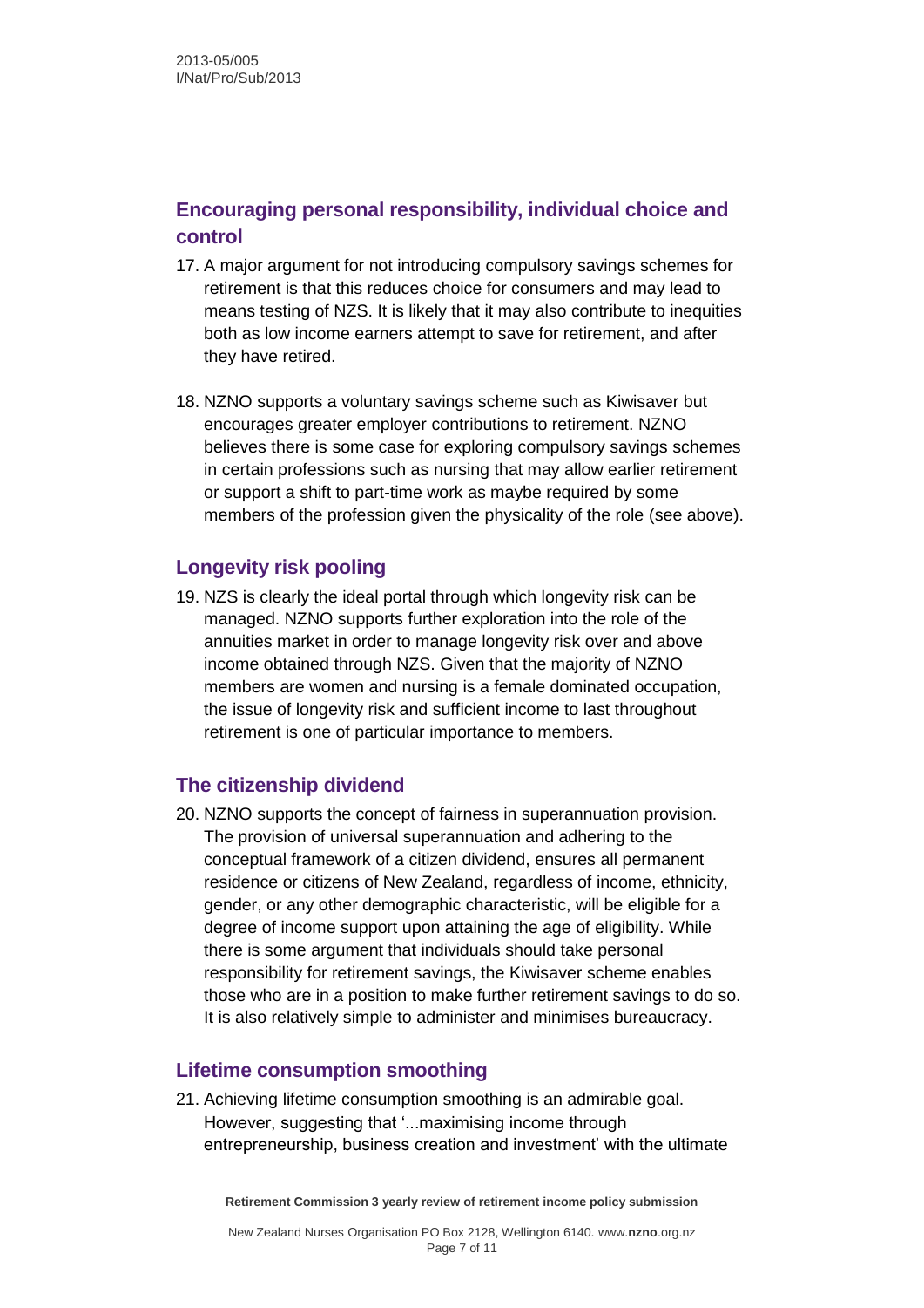## Encouraging personal responsibility, individual choice and control

17. A major argument for not introducing compulsory savings schemes for retirement is that this reduces choice for consumers and may lead to means testing of NZS. It is likely that it may also contribute to inequities both as low income earners attempt to save for retirement, and after they have retired.

18. NZNO supports a voluntary savings scheme such as Kiwisaver but encourages greater employer contributions to retirement. NZNO believes there is some case for exploring compulsory savings schemes in certain professions such as nursing that may allow earlier retirement or support a shift to part-time work as maybe required by some members of the profession given the physicality of the role (see above).

## Longevity risk pooling

19. NZS is clearly the ideal portal through which longevity risk can be managed. NZNO supports further exploration into the role of the annuities market in order to manage longevity risk over and above income obtained through NZS. Given that the majority of NZNO members are women and nursing is a female dominated occupation, the issue of longevity risk and sufficient income to last throughout retirement is one of particular importance to members.

## The citizenship dividend

20. NZNO supports the concept of fairness in superannuation provision. The provision of universal superannuation and adhering to the conceptual framework of a citizen dividend, ensures all permanent residence or citizens of New Zealand, regardless of income, ethnicity, gender, or any other demographic characteristic, will be eligible for a degree of income support upon attaining the age of eligibility. While there is some argument that individuals should take personal responsibility for retirement savings, the Kiwisaver scheme enables those who are in a position to make further retirement savings to do so. It is also relatively simple to administer and minimises bureaucracy.

## Lifetime consumption smoothing

21. Achieving lifetime consumption smoothing is an admirable goal. However, suggesting that '...maximising income through entrepreneurship, business creation and investment' with the ultimate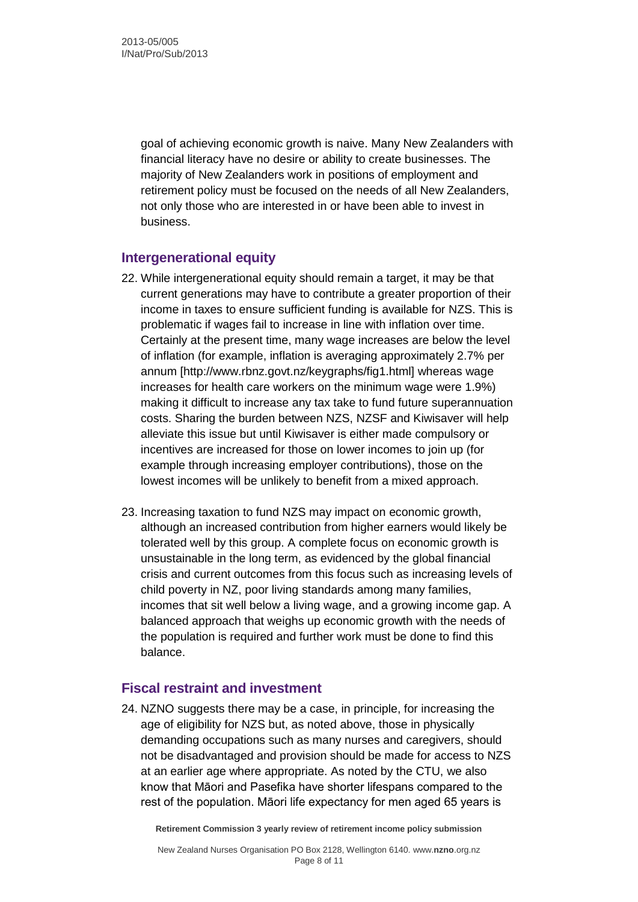goal of achieving economic growth is naive. Many New Zealanders with financial literacy have no desire or ability to create businesses. The majority of New Zealanders work in positions of employment and retirement policy must be focused on the needs of all New Zealanders, not only those who are interested in or have been able to invest in business.

## Intergenerational equity

22. While intergenerational equity should remain a target, it may be that current generations may have to contribute a greater proportion of their income in taxes to ensure sufficient funding is available for NZS. This is problematic if wages fail to increase in line with inflation over time. Certainly at the present time, many wage increases are below the level of inflation (for example, inflation is averaging approximately 2.7% per annum [http://www.rbnz.govt.nz/keygraphs/fig1.html] whereas wage increases for health care workers on the minimum wage were 1.9%) making it difficult to increase any tax take to fund future superannuation costs. Sharing the burden between NZS, NZSF and Kiwisaver will help alleviate this issue but until Kiwisaver is either made compulsory or incentives are increased for those on lower incomes to join up (for example through increasing employer contributions), those on the lowest incomes will be unlikely to benefit from a mixed approach.

23. Increasing taxation to fund NZS may impact on economic growth, although an increased contribution from higher earners would likely be tolerated well by this group. A complete focus on economic growth is unsustainable in the long term, as evidenced by the global financial crisis and current outcomes from this focus such as increasing levels of child poverty in NZ, poor living standards among many families, incomes that sit well below a living wage, and a growing income gap. A balanced approach that weighs up economic growth with the needs of the population is required and further work must be done to find this balance.

## Fiscal restraint and investment

24. NZNO suggests there may be a case, in principle, for increasing the age of eligibility for NZS but, as noted above, those in physically demanding occupations such as many nurses and caregivers, should not be disadvantaged and provision should be made for access to NZS at an earlier age where appropriate. As noted by the CTU, we also know that Māori and Pasefika have shorter lifespans compared to the rest of the population. Māori life expectancy for men aged 65 years is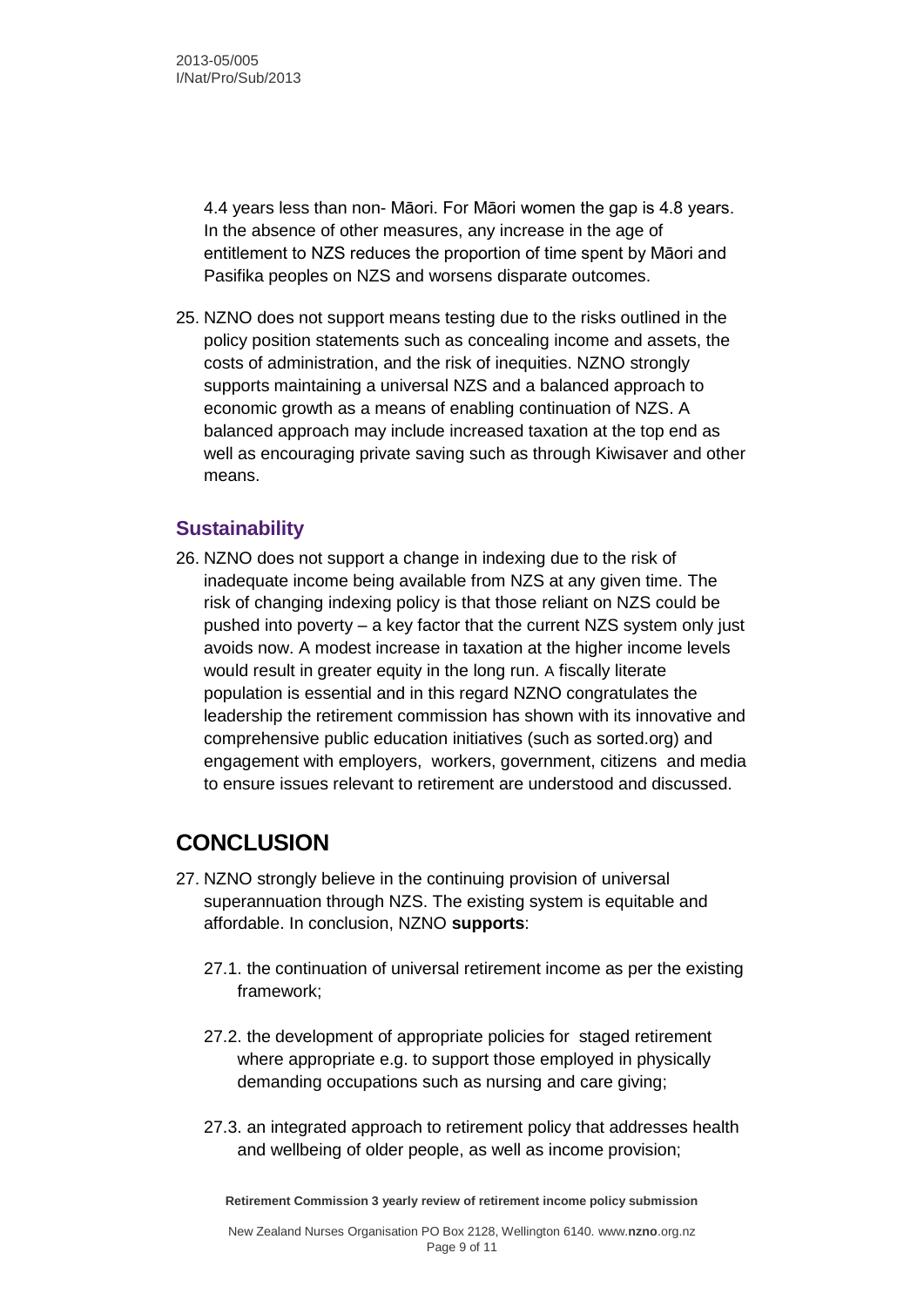4.4 years less than non- Māori. For Māori women the gap is 4.8 years. In the absence of other measures, any increase in the age of entitlement to NZS reduces the proportion of time spent by Māori and Pasifika peoples on NZS and worsens disparate outcomes.

25. NZNO does not support means testing due to the risks outlined in the policy position statements such as concealing income and assets, the costs of administration, and the risk of inequities. NZNO strongly supports maintaining a universal NZS and a balanced approach to economic growth as a means of enabling continuation of NZS. A balanced approach may include increased taxation at the top end as well as encouraging private saving such as through Kiwisaver and other means.

## Sustainability

26. NZNO does not support a change in indexing due to the risk of inadequate income being available from NZS at any given time. The risk of changing indexing policy is that those reliant on NZS could be pushed into poverty – a key factor that the current NZS system only just avoids now. A modest increase in taxation at the higher income levels would result in greater equity in the long run. A fiscally literate population is essential and in this regard NZNO congratulates the leadership the retirement commission has shown with its innovative and comprehensive public education initiatives (such as sorted.org) and engagement with employers, workers, government, citizens and media to ensure issues relevant to retirement are understood and discussed.

# CONCLUSION

27. NZNO strongly believe in the continuing provision of universal superannuation through NZS. The existing system is equitable and affordable. In conclusion, NZNO **supports**:

    27.1. the continuation of universal retirement income as per the existing framework;

    27.2. the development of appropriate policies for staged retirement where appropriate e.g. to support those employed in physically demanding occupations such as nursing and care giving;

    27.3. an integrated approach to retirement policy that addresses health and wellbeing of older people, as well as income provision;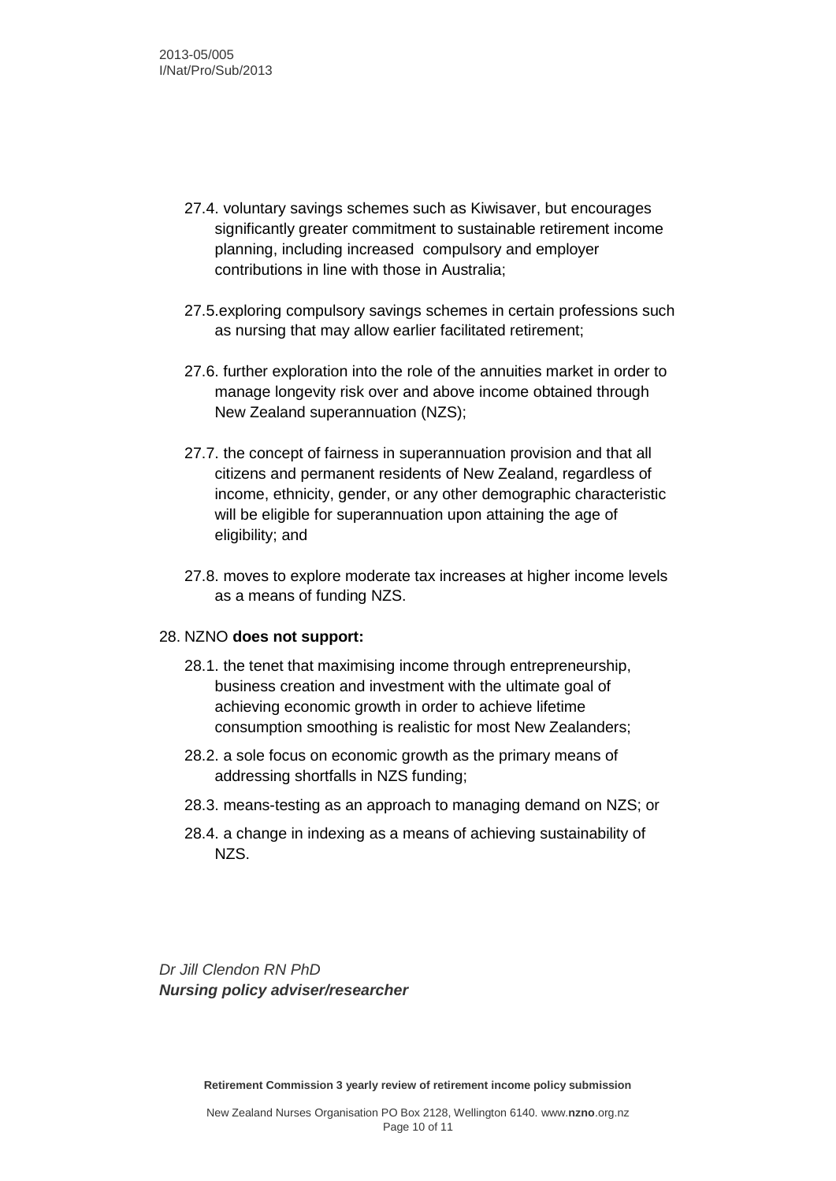27.4. voluntary savings schemes such as Kiwisaver, but encourages significantly greater commitment to sustainable retirement income planning, including increased compulsory and employer contributions in line with those in Australia;

27.5. exploring compulsory savings schemes in certain professions such as nursing that may allow earlier facilitated retirement;

27.6. further exploration into the role of the annuities market in order to manage longevity risk over and above income obtained through New Zealand superannuation (NZS);

27.7. the concept of fairness in superannuation provision and that all citizens and permanent residents of New Zealand, regardless of income, ethnicity, gender, or any other demographic characteristic will be eligible for superannuation upon attaining the age of eligibility; and

27.8. moves to explore moderate tax increases at higher income levels as a means of funding NZS.

28. NZNO **does not support:**

28.1. the tenet that maximising income through entrepreneurship, business creation and investment with the ultimate goal of achieving economic growth in order to achieve lifetime consumption smoothing is realistic for most New Zealanders;

28.2. a sole focus on economic growth as the primary means of addressing shortfalls in NZS funding;

28.3. means-testing as an approach to managing demand on NZS; or

28.4. a change in indexing as a means of achieving sustainability of NZS.

*Dr Jill Clendon RN PhD*
***Nursing policy adviser/researcher***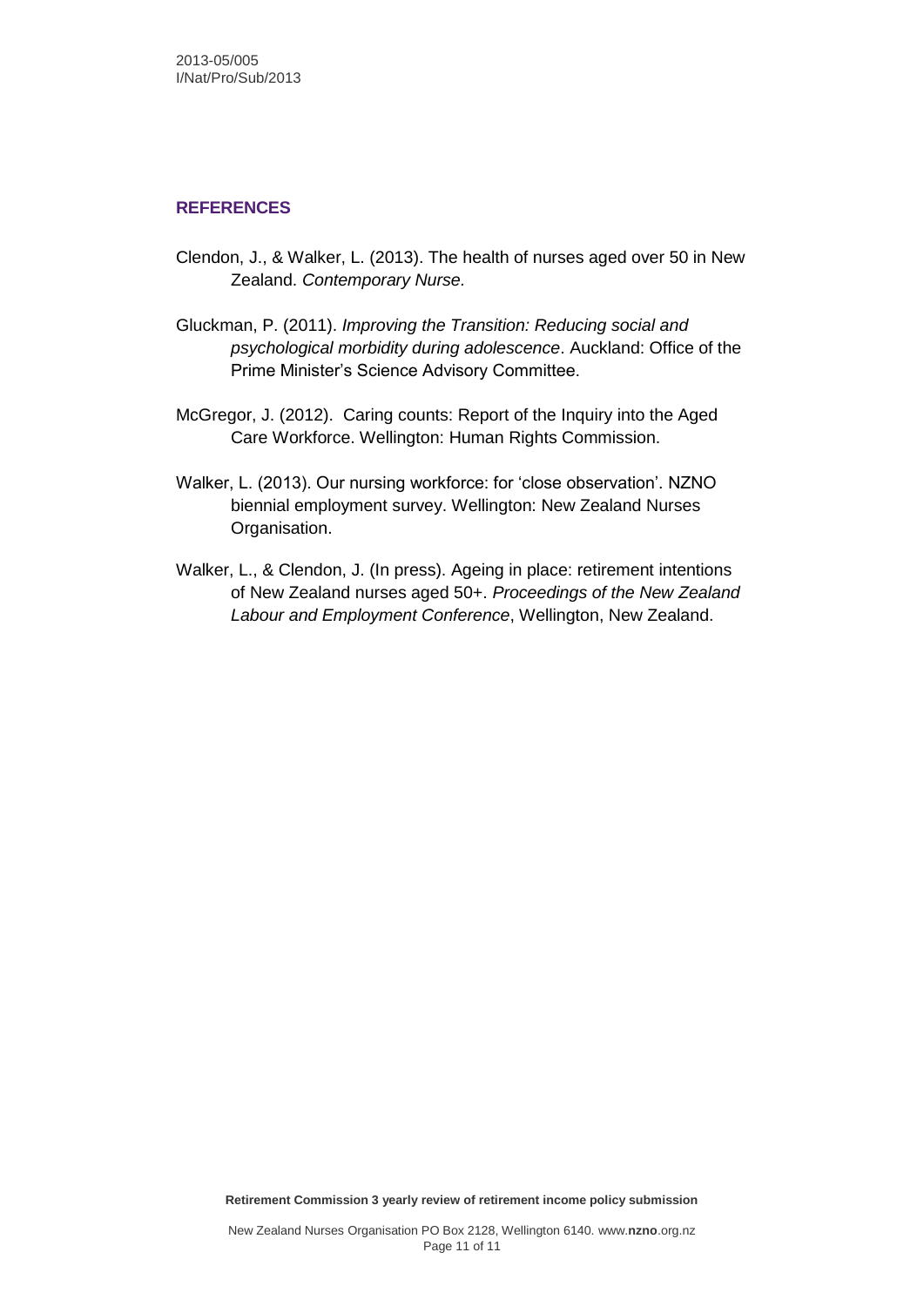## REFERENCES

Clendon, J., & Walker, L. (2013). The health of nurses aged over 50 in New Zealand. *Contemporary Nurse.*

Gluckman, P. (2011). *Improving the Transition: Reducing social and psychological morbidity during adolescence*. Auckland: Office of the Prime Minister's Science Advisory Committee.

McGregor, J. (2012). Caring counts: Report of the Inquiry into the Aged Care Workforce. Wellington: Human Rights Commission.

Walker, L. (2013). Our nursing workforce: for 'close observation'. NZNO biennial employment survey. Wellington: New Zealand Nurses Organisation.

Walker, L., & Clendon, J. (In press). Ageing in place: retirement intentions of New Zealand nurses aged 50+. *Proceedings of the New Zealand Labour and Employment Conference*, Wellington, New Zealand.